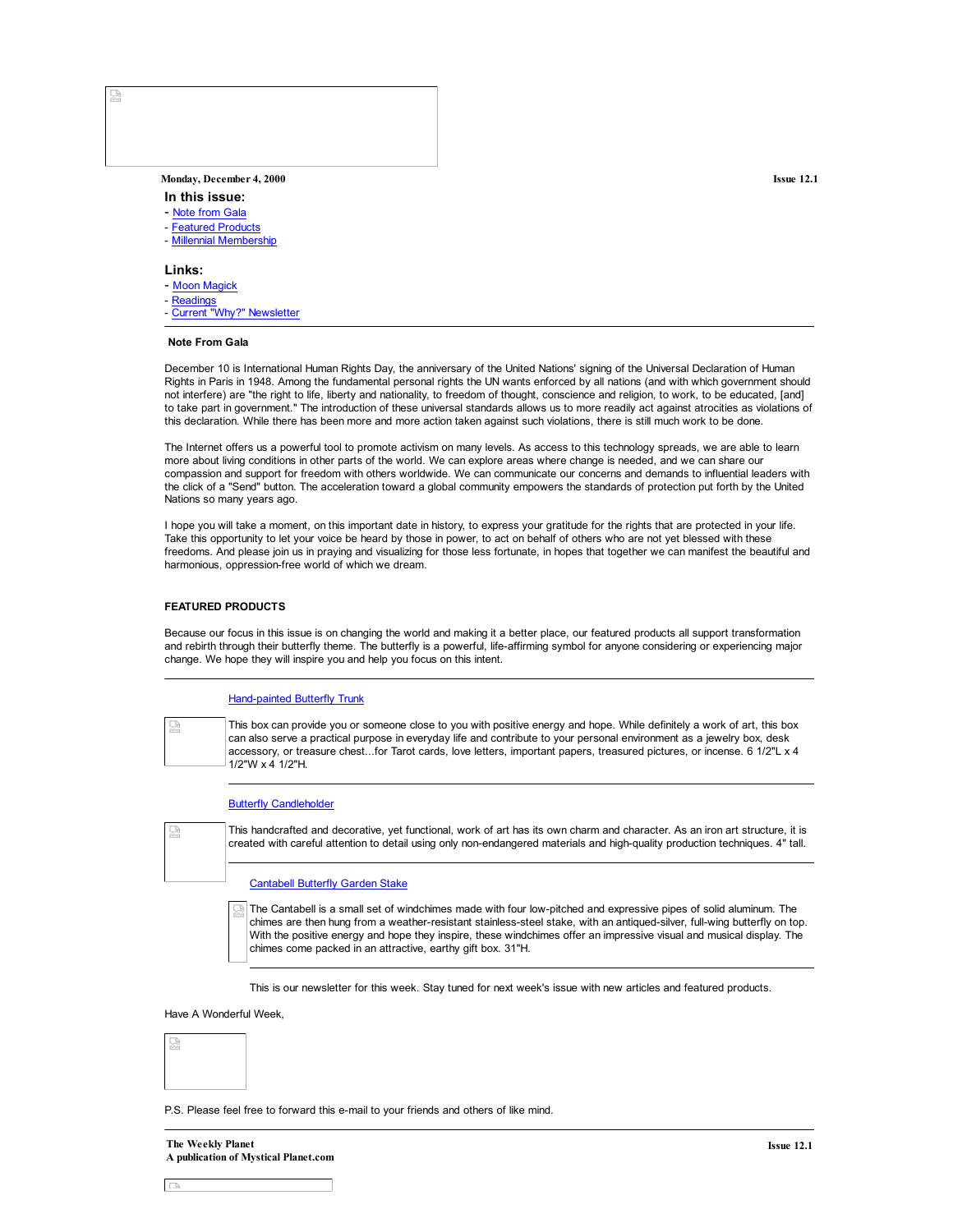Monday, December 4, 2000 — Issue 12.1

**In this issue:**

- Note from Gala
- Featured Products
- Millennial Membership

**Links:**

- Moon Magick
- Readings
- Current "Why?" Newsletter

---

**Note From Gala**

December 10 is International Human Rights Day, the anniversary of the United Nations' signing of the Universal Declaration of Human Rights in Paris in 1948. Among the fundamental personal rights the UN wants enforced by all nations (and with which government should not interfere) are "the right to life, liberty and nationality, to freedom of thought, conscience and religion, to work, to be educated, [and] to take part in government." The introduction of these universal standards allows us to more readily act against atrocities as violations of this declaration. While there has been more and more action taken against such violations, there is still much work to be done.

The Internet offers us a powerful tool to promote activism on many levels. As access to this technology spreads, we are able to learn more about living conditions in other parts of the world. We can explore areas where change is needed, and we can share our compassion and support for freedom with others worldwide. We can communicate our concerns and demands to influential leaders with the click of a "Send" button. The acceleration toward a global community empowers the standards of protection put forth by the United Nations so many years ago.

I hope you will take a moment, on this important date in history, to express your gratitude for the rights that are protected in your life. Take this opportunity to let your voice be heard by those in power, to act on behalf of others who are not yet blessed with these freedoms. And please join us in praying and visualizing for those less fortunate, in hopes that together we can manifest the beautiful and harmonious, oppression-free world of which we dream.

**FEATURED PRODUCTS**

Because our focus in this issue is on changing the world and making it a better place, our featured products all support transformation and rebirth through their butterfly theme. The butterfly is a powerful, life-affirming symbol for anyone considering or experiencing major change. We hope they will inspire you and help you focus on this intent.

---

Hand-painted Butterfly Trunk

This box can provide you or someone close to you with positive energy and hope. While definitely a work of art, this box can also serve a practical purpose in everyday life and contribute to your personal environment as a jewelry box, desk accessory, or treasure chest…for Tarot cards, love letters, important papers, treasured pictures, or incense. 6 1/2"L x 4 1/2"W x 4 1/2"H.

---

Butterfly Candleholder

This handcrafted and decorative, yet functional, work of art has its own charm and character. As an iron art structure, it is created with careful attention to detail using only non-endangered materials and high-quality production techniques. 4" tall.

---

Cantabell Butterfly Garden Stake

The Cantabell is a small set of windchimes made with four low-pitched and expressive pipes of solid aluminum. The chimes are then hung from a weather-resistant stainless-steel stake, with an antiqued-silver, full-wing butterfly on top. With the positive energy and hope they inspire, these windchimes offer an impressive visual and musical display. The chimes come packed in an attractive, earthy gift box. 31"H.

---

This is our newsletter for this week. Stay tuned for next week's issue with new articles and featured products.

Have A Wonderful Week,

P.S. Please feel free to forward this e-mail to your friends and others of like mind.

---

**The Weekly Planet**
**A publication of Mystical Planet.com**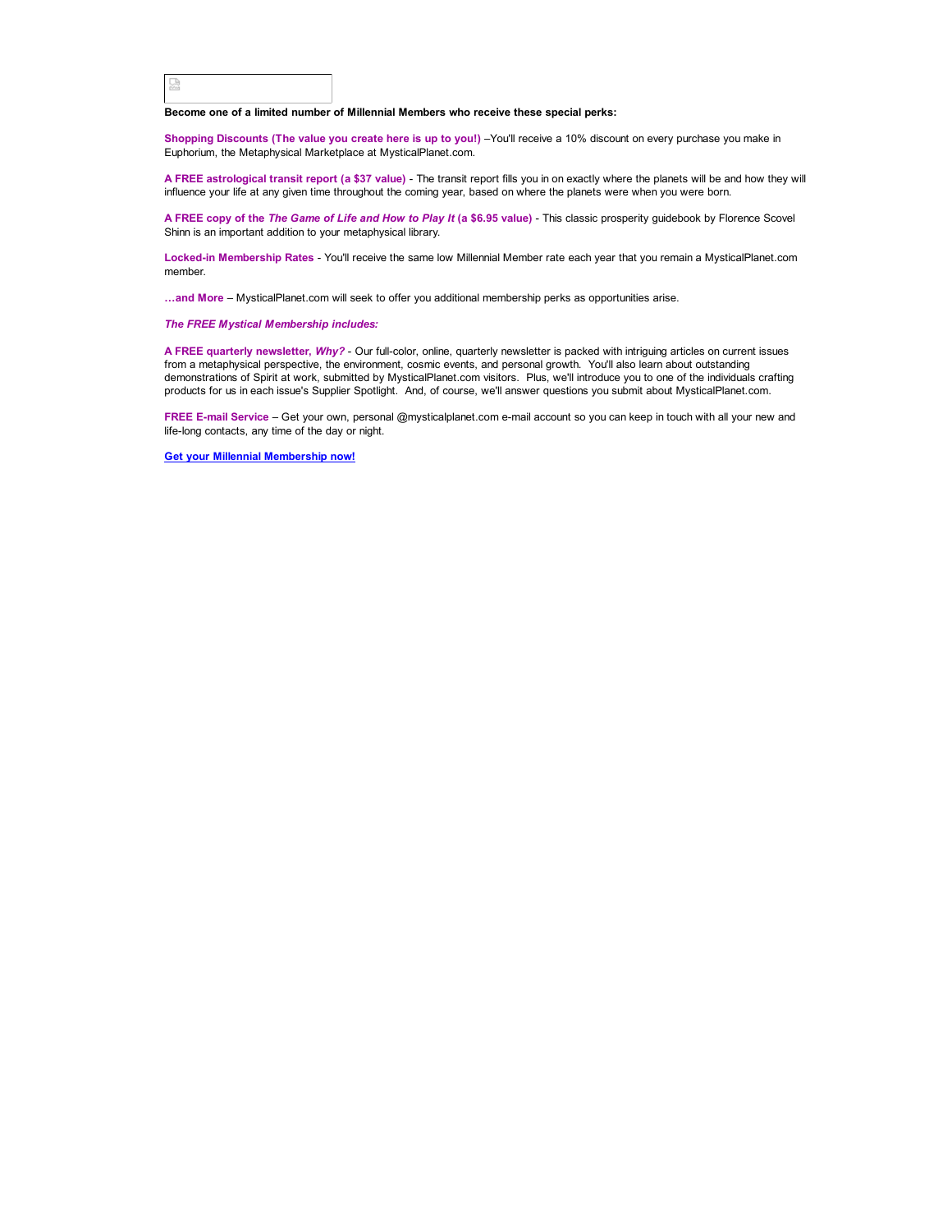**Become one of a limited number of Millennial Members who receive these special perks:**

**Shopping Discounts (The value you create here is up to you!)** –You'll receive a 10% discount on every purchase you make in Euphorium, the Metaphysical Marketplace at MysticalPlanet.com.

**A FREE astrological transit report (a $37 value)** - The transit report fills you in on exactly where the planets will be and how they will influence your life at any given time throughout the coming year, based on where the planets were when you were born.

**A FREE copy of the *The Game of Life and How to Play It* (a $6.95 value)** - This classic prosperity guidebook by Florence Scovel Shinn is an important addition to your metaphysical library.

**Locked-in Membership Rates** - You'll receive the same low Millennial Member rate each year that you remain a MysticalPlanet.com member.

**…and More** – MysticalPlanet.com will seek to offer you additional membership perks as opportunities arise.

***The FREE Mystical Membership includes:***

**A FREE quarterly newsletter, *Why?*** - Our full-color, online, quarterly newsletter is packed with intriguing articles on current issues from a metaphysical perspective, the environment, cosmic events, and personal growth. You'll also learn about outstanding demonstrations of Spirit at work, submitted by MysticalPlanet.com visitors. Plus, we'll introduce you to one of the individuals crafting products for us in each issue's Supplier Spotlight. And, of course, we'll answer questions you submit about MysticalPlanet.com.

**FREE E-mail Service** – Get your own, personal @mysticalplanet.com e-mail account so you can keep in touch with all your new and life-long contacts, any time of the day or night.

**Get your Millennial Membership now!**